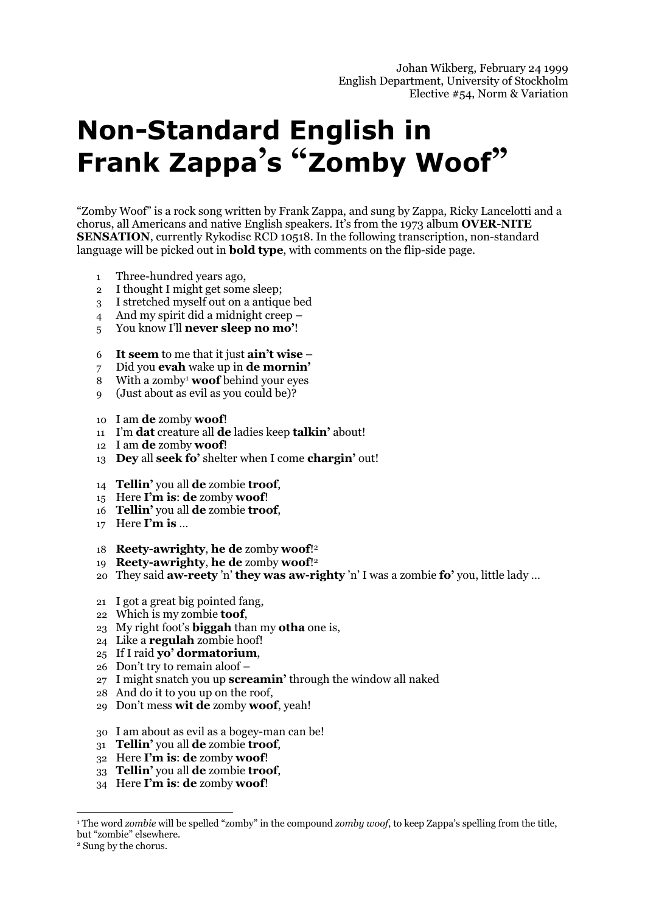Johan Wikberg, February 24 1999
English Department, University of Stockholm
Elective #54, Norm & Variation

# Non-Standard English in Frank Zappa's "Zomby Woof"

"Zomby Woof" is a rock song written by Frank Zappa, and sung by Zappa, Ricky Lancelotti and a chorus, all Americans and native English speakers. It's from the 1973 album **OVER-NITE SENSATION**, currently Rykodisc RCD 10518. In the following transcription, non-standard language will be picked out in **bold type**, with comments on the flip-side page.

1 Three-hundred years ago,
2 I thought I might get some sleep;
3 I stretched myself out on a antique bed
4 And my spirit did a midnight creep –
5 You know I'll **never sleep no mo'**!

6 **It seem** to me that it just **ain't wise** –
7 Did you **evah** wake up in **de mornin'**
8 With a zomby[1] **woof** behind your eyes
9 (Just about as evil as you could be)?

10 I am **de** zomby **woof**!
11 I'm **dat** creature all **de** ladies keep **talkin'** about!
12 I am **de** zomby **woof**!
13 **Dey** all **seek fo'** shelter when I come **chargin'** out!

14 **Tellin'** you all **de** zombie **troof**,
15 Here **I'm is**: **de** zomby **woof**!
16 **Tellin'** you all **de** zombie **troof**,
17 Here **I'm is** …

18 **Reety-awrighty**, **he de** zomby **woof**![2]
19 **Reety-awrighty**, **he de** zomby **woof**![2]
20 They said **aw-reety** 'n' **they was aw-righty** 'n' I was a zombie **fo'** you, little lady …

21 I got a great big pointed fang,
22 Which is my zombie **toof**,
23 My right foot's **biggah** than my **otha** one is,
24 Like a **regulah** zombie hoof!
25 If I raid **yo' dormatorium**,
26 Don't try to remain aloof –
27 I might snatch you up **screamin'** through the window all naked
28 And do it to you up on the roof,
29 Don't mess **wit de** zomby **woof**, yeah!

30 I am about as evil as a bogey-man can be!
31 **Tellin'** you all **de** zombie **troof**,
32 Here **I'm is**: **de** zomby **woof**!
33 **Tellin'** you all **de** zombie **troof**,
34 Here **I'm is**: **de** zomby **woof**!

---

[1] The word *zombie* will be spelled "zomby" in the compound *zomby woof*, to keep Zappa's spelling from the title, but "zombie" elsewhere.

[2] Sung by the chorus.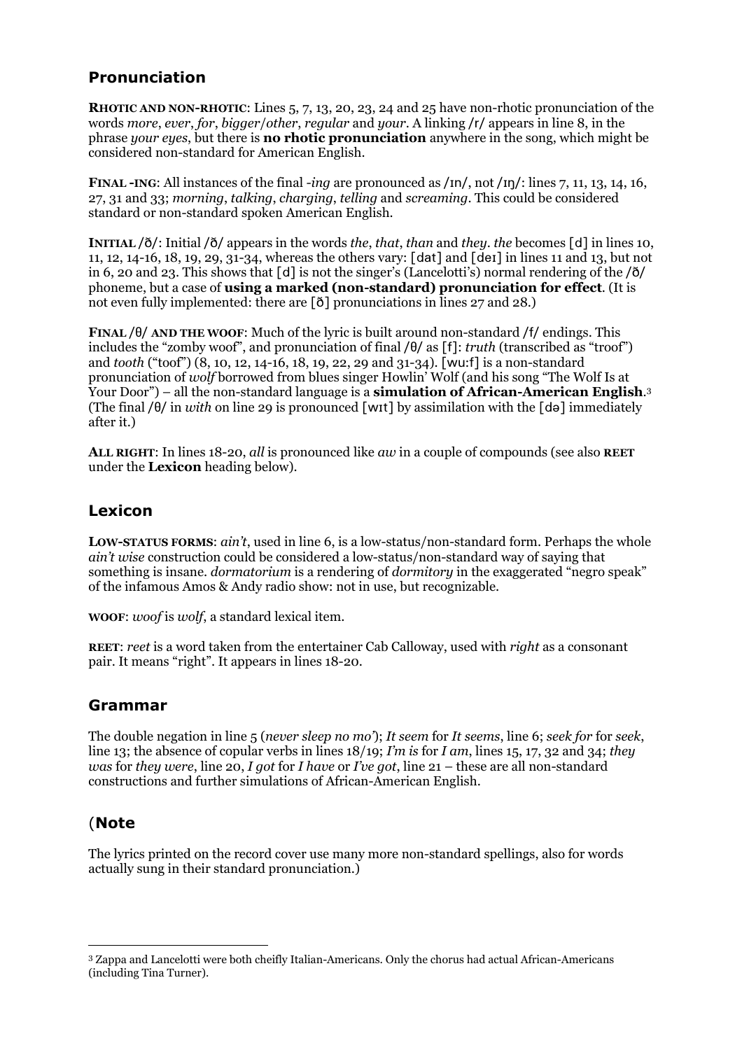## Pronunciation

**Rhotic and non-rhotic**: Lines 5, 7, 13, 20, 23, 24 and 25 have non-rhotic pronunciation of the words *more*, *ever*, *for*, *bigger*/*other*, *regular* and *your*. A linking /r/ appears in line 8, in the phrase *your eyes*, but there is **no rhotic pronunciation** anywhere in the song, which might be considered non-standard for American English.

**Final -ing**: All instances of the final *-ing* are pronounced as /ɪn/, not /ɪŋ/: lines 7, 11, 13, 14, 16, 27, 31 and 33; *morning*, *talking*, *charging*, *telling* and *screaming*. This could be considered standard or non-standard spoken American English.

**Initial /ð/**: Initial /ð/ appears in the words *the*, *that*, *than* and *they*. *the* becomes [d] in lines 10, 11, 12, 14-16, 18, 19, 29, 31-34, whereas the others vary: [dat] and [deɪ] in lines 11 and 13, but not in 6, 20 and 23. This shows that [d] is not the singer's (Lancelotti's) normal rendering of the /ð/ phoneme, but a case of **using a marked (non-standard) pronunciation for effect**. (It is not even fully implemented: there are [ð] pronunciations in lines 27 and 28.)

**Final /θ/ and the woof**: Much of the lyric is built around non-standard /f/ endings. This includes the "zomby woof", and pronunciation of final /θ/ as [f]: *truth* (transcribed as "troof") and *tooth* ("toof") (8, 10, 12, 14-16, 18, 19, 22, 29 and 31-34). [wuːf] is a non-standard pronunciation of *wolf* borrowed from blues singer Howlin' Wolf (and his song "The Wolf Is at Your Door") – all the non-standard language is a **simulation of African-American English**.[3] (The final /θ/ in *with* on line 29 is pronounced [wɪt] by assimilation with the [də] immediately after it.)

**All right**: In lines 18-20, *all* is pronounced like *aw* in a couple of compounds (see also **reet** under the **Lexicon** heading below).

## Lexicon

**Low-status forms**: *ain't*, used in line 6, is a low-status/non-standard form. Perhaps the whole *ain't wise* construction could be considered a low-status/non-standard way of saying that something is insane. *dormatorium* is a rendering of *dormitory* in the exaggerated "negro speak" of the infamous Amos & Andy radio show: not in use, but recognizable.

**woof**: *woof* is *wolf*, a standard lexical item.

**reet**: *reet* is a word taken from the entertainer Cab Calloway, used with *right* as a consonant pair. It means "right". It appears in lines 18-20.

## Grammar

The double negation in line 5 (*never sleep no mo'*); *It seem* for *It seems*, line 6; *seek for* for *seek*, line 13; the absence of copular verbs in lines 18/19; *I'm is* for *I am*, lines 15, 17, 32 and 34; *they was* for *they were*, line 20, *I got* for *I have* or *I've got*, line 21 – these are all non-standard constructions and further simulations of African-American English.

## (Note

The lyrics printed on the record cover use many more non-standard spellings, also for words actually sung in their standard pronunciation.)

[3] Zappa and Lancelotti were both cheifly Italian-Americans. Only the chorus had actual African-Americans (including Tina Turner).